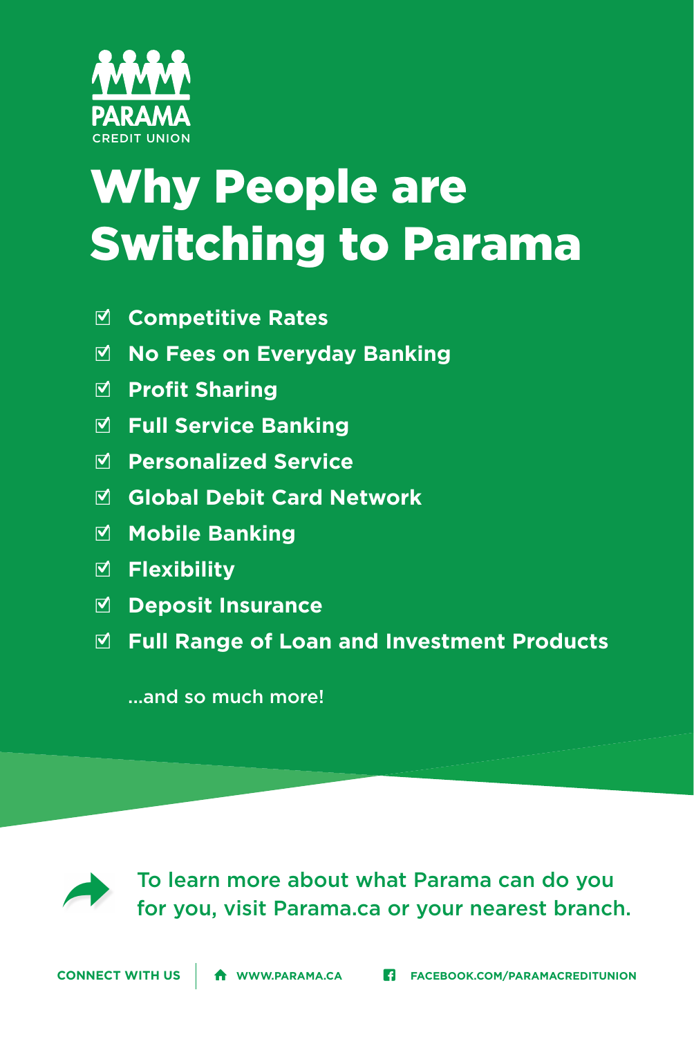PARAMA
CREDIT UNION

# Why People are Switching to Parama

- ☑ **Competitive Rates**
- ☑ **No Fees on Everyday Banking**
- ☑ **Profit Sharing**
- ☑ **Full Service Banking**
- ☑ **Personalized Service**
- ☑ **Global Debit Card Network**
- ☑ **Mobile Banking**
- ☑ **Flexibility**
- ☑ **Deposit Insurance**
- ☑ **Full Range of Loan and Investment Products**

...and so much more!

To learn more about what Parama can do you for you, visit Parama.ca or your nearest branch.

**CONNECT WITH US** | **WWW.PARAMA.CA** | **FACEBOOK.COM/PARAMACREDITUNION**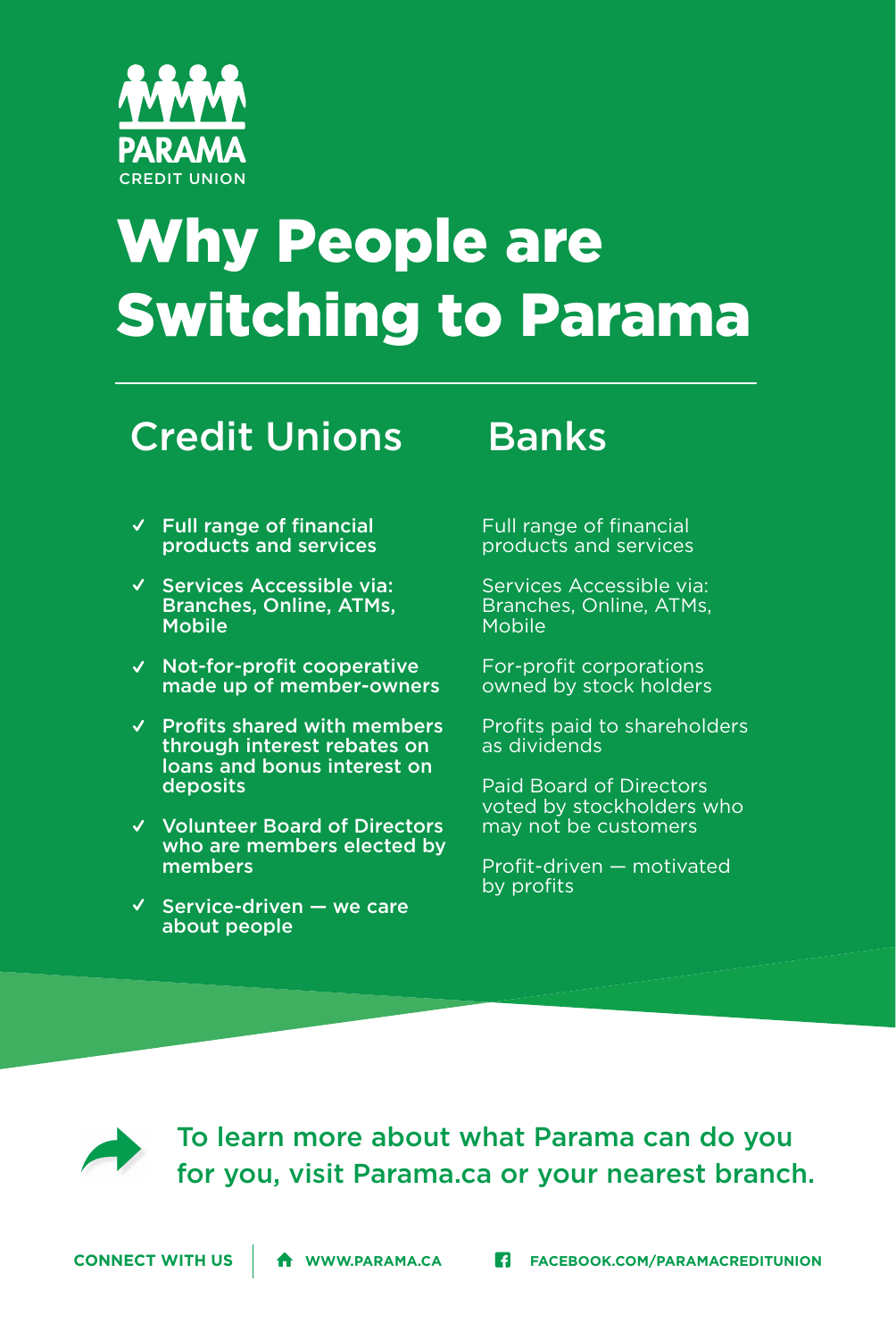PARAMA
CREDIT UNION

# Why People are Switching to Parama

| Credit Unions | Banks |
|---|---|
| ✓ Full range of financial products and services | Full range of financial products and services |
| ✓ Services Accessible via: Branches, Online, ATMs, Mobile | Services Accessible via: Branches, Online, ATMs, Mobile |
| ✓ Not-for-profit cooperative made up of member-owners | For-profit corporations owned by stock holders |
| ✓ Profits shared with members through interest rebates on loans and bonus interest on deposits | Profits paid to shareholders as dividends |
| ✓ Volunteer Board of Directors who are members elected by members | Paid Board of Directors voted by stockholders who may not be customers |
| ✓ Service-driven — we care about people | Profit-driven — motivated by profits |

To learn more about what Parama can do you for you, visit Parama.ca or your nearest branch.

**CONNECT WITH US** | **WWW.PARAMA.CA** | **FACEBOOK.COM/PARAMACREDITUNION**